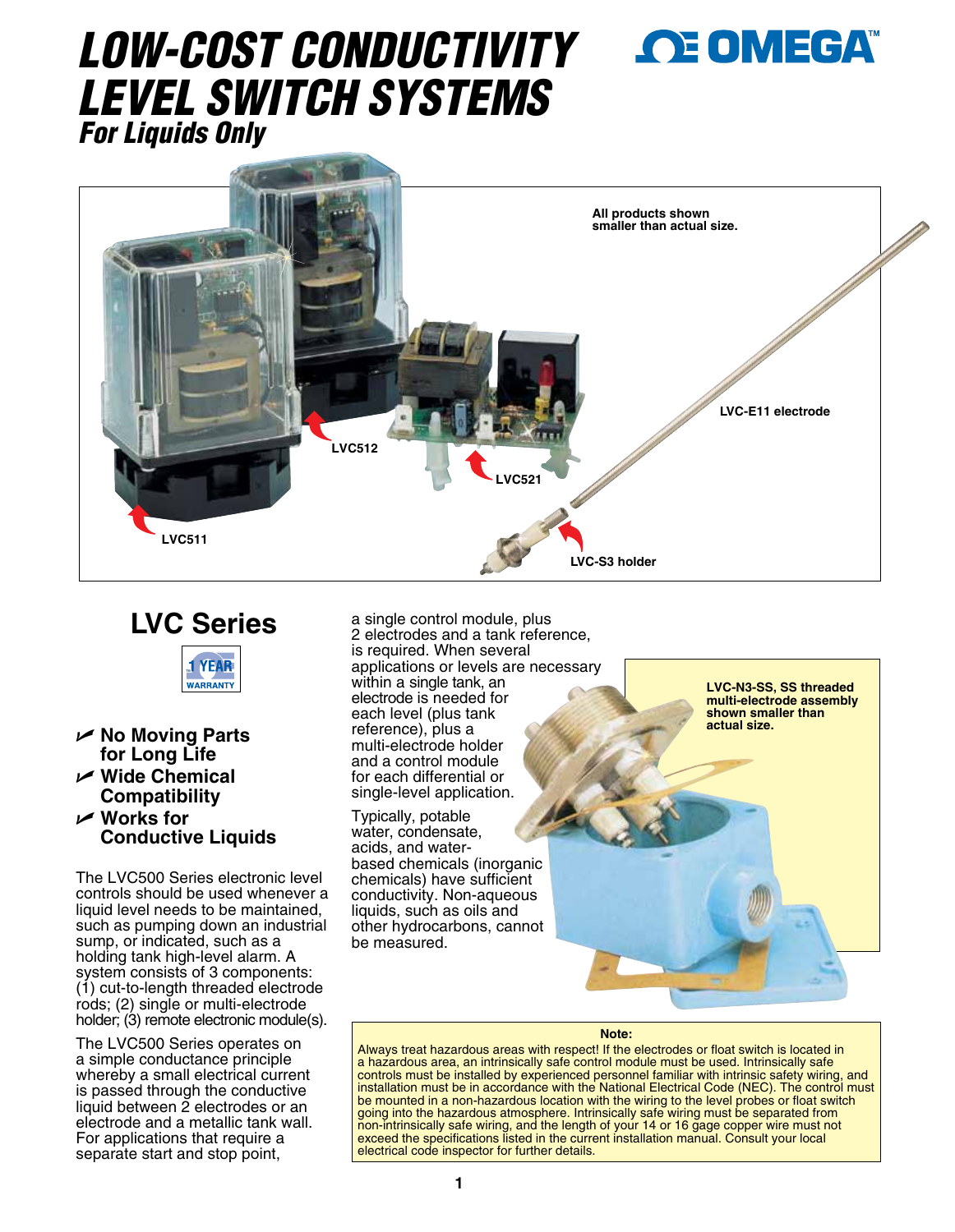# LOW-COST CONDUCTIVITY LEVEL SWITCH SYSTEMS

## *For Liquids Only*

All products shown smaller than actual size.

LVC512

LVC521

LVC511

LVC-E11 electrode

LVC-S3 holder

## LVC Series

1 YEAR WARRANTY

- ✓ **No Moving Parts for Long Life**
- ✓ **Wide Chemical Compatibility**
- ✓ **Works for Conductive Liquids**

The LVC500 Series electronic level controls should be used whenever a liquid level needs to be maintained, such as pumping down an industrial sump, or indicated, such as a holding tank high-level alarm. A system consists of 3 components: (1) cut-to-length threaded electrode rods; (2) single or multi-electrode holder; (3) remote electronic module(s).

The LVC500 Series operates on a simple conductance principle whereby a small electrical current is passed through the conductive liquid between 2 electrodes or an electrode and a metallic tank wall. For applications that require a separate start and stop point, a single control module, plus 2 electrodes and a tank reference, is required. When several applications or levels are necessary within a single tank, an electrode is needed for each level (plus tank reference), plus a multi-electrode holder and a control module for each differential or single-level application.

Typically, potable water, condensate, acids, and water-based chemicals (inorganic chemicals) have sufficient conductivity. Non-aqueous liquids, such as oils and other hydrocarbons, cannot be measured.

**LVC-N3-SS, SS threaded multi-electrode assembly shown smaller than actual size.**

**Note:**

Always treat hazardous areas with respect! If the electrodes or float switch is located in a hazardous area, an intrinsically safe control module must be used. Intrinsically safe controls must be installed by experienced personnel familiar with intrinsic safety wiring, and installation must be in accordance with the National Electrical Code (NEC). The control must be mounted in a non-hazardous location with the wiring to the level probes or float switch going into the hazardous atmosphere. Intrinsically safe wiring must be separated from non-intrinsically safe wiring, and the length of your 14 or 16 gage copper wire must not exceed the specifications listed in the current installation manual. Consult your local electrical code inspector for further details.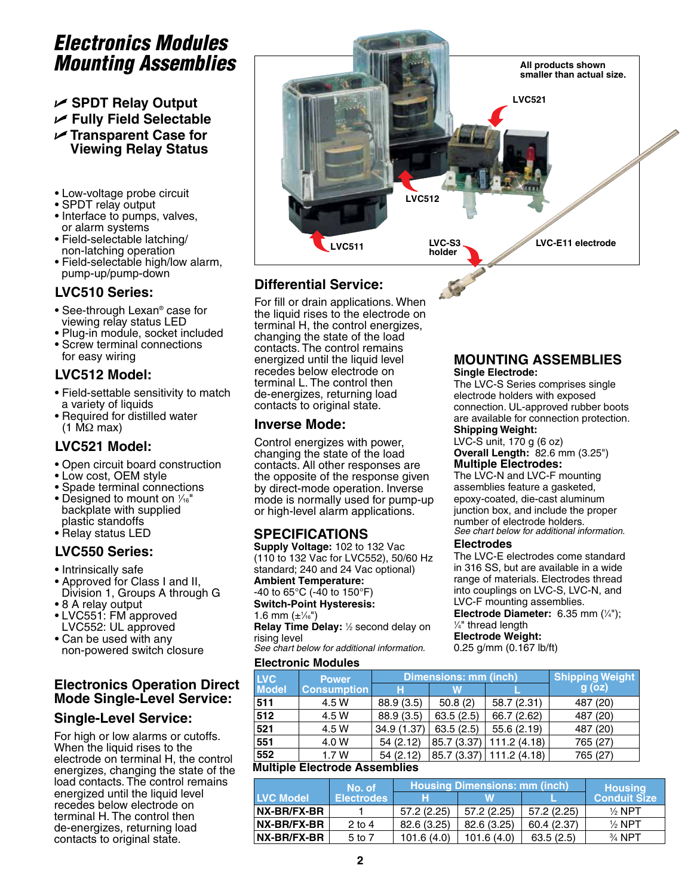# Electronics Modules Mounting Assemblies

- ✓ SPDT Relay Output
- ✓ Fully Field Selectable
- ✓ Transparent Case for Viewing Relay Status

- Low-voltage probe circuit
- SPDT relay output
- Interface to pumps, valves, or alarm systems
- Field-selectable latching/ non-latching operation
- Field-selectable high/low alarm, pump-up/pump-down

All products shown smaller than actual size.

LVC521

LVC512

LVC511

LVC-S3 holder

LVC-E11 electrode

### LVC510 Series:

- See-through Lexan® case for viewing relay status LED
- Plug-in module, socket included
- Screw terminal connections for easy wiring

### LVC512 Model:

- Field-settable sensitivity to match a variety of liquids
- Required for distilled water (1 MΩ max)

### LVC521 Model:

- Open circuit board construction
- Low cost, OEM style
- Spade terminal connections
- Designed to mount on 1⁄16" backplate with supplied plastic standoffs
- Relay status LED

### LVC550 Series:

- Intrinsically safe
- Approved for Class I and II, Division 1, Groups A through G
- 8 A relay output
- LVC551: FM approved LVC552: UL approved
- Can be used with any non-powered switch closure

## Electronics Operation Direct Mode Single-Level Service:

### Single-Level Service:

For high or low alarms or cutoffs. When the liquid rises to the electrode on terminal H, the control energizes, changing the state of the load contacts. The control remains energized until the liquid level recedes below electrode on terminal H. The control then de-energizes, returning load contacts to original state.

### Differential Service:

For fill or drain applications. When the liquid rises to the electrode on terminal H, the control energizes, changing the state of the load contacts. The control remains energized until the liquid level recedes below electrode on terminal L. The control then de-energizes, returning load contacts to original state.

### Inverse Mode:

Control energizes with power, changing the state of the load contacts. All other responses are the opposite of the response given by direct-mode operation. Inverse mode is normally used for pump-up or high-level alarm applications.

## SPECIFICATIONS

**Supply Voltage:** 102 to 132 Vac (110 to 132 Vac for LVC552), 50/60 Hz standard; 240 and 24 Vac optional)
**Ambient Temperature:** -40 to 65°C (-40 to 150°F)
**Switch-Point Hysteresis:** 1.6 mm (±1⁄16")
**Relay Time Delay:** ½ second delay on rising level
*See chart below for additional information.*

## MOUNTING ASSEMBLIES

**Single Electrode:**
The LVC-S Series comprises single electrode holders with exposed connection. UL-approved rubber boots are available for connection protection.
**Shipping Weight:**
LVC-S unit, 170 g (6 oz)
**Overall Length:** 82.6 mm (3.25")
**Multiple Electrodes:**
The LVC-N and LVC-F mounting assemblies feature a gasketed, epoxy-coated, die-cast aluminum junction box, and include the proper number of electrode holders.
*See chart below for additional information.*

### Electrodes

The LVC-E electrodes come standard in 316 SS, but are available in a wide range of materials. Electrodes thread into couplings on LVC-S, LVC-N, and LVC-F mounting assemblies.
**Electrode Diameter:** 6.35 mm (¼"); ¼" thread length
**Electrode Weight:**
0.25 g/mm (0.167 lb/ft)

### Electronic Modules

| LVC Model | Power Consumption | Dimensions: mm (inch) | | | Shipping Weight g (oz) |
|---|---|---|---|---|---|
| | | H | W | L | |
| 511 | 4.5 W | 88.9 (3.5) | 50.8 (2) | 58.7 (2.31) | 487 (20) |
| 512 | 4.5 W | 88.9 (3.5) | 63.5 (2.5) | 66.7 (2.62) | 487 (20) |
| 521 | 4.5 W | 34.9 (1.37) | 63.5 (2.5) | 55.6 (2.19) | 487 (20) |
| 551 | 4.0 W | 54 (2.12) | 85.7 (3.37) | 111.2 (4.18) | 765 (27) |
| 552 | 1.7 W | 54 (2.12) | 85.7 (3.37) | 111.2 (4.18) | 765 (27) |

### Multiple Electrode Assemblies

| LVC Model | No. of Electrodes | Housing Dimensions: mm (inch) | | | Housing Conduit Size |
|---|---|---|---|---|---|
| | | H | W | L | |
| NX-BR/FX-BR | 1 | 57.2 (2.25) | 57.2 (2.25) | 57.2 (2.25) | ½ NPT |
| NX-BR/FX-BR | 2 to 4 | 82.6 (3.25) | 82.6 (3.25) | 60.4 (2.37) | ½ NPT |
| NX-BR/FX-BR | 5 to 7 | 101.6 (4.0) | 101.6 (4.0) | 63.5 (2.5) | ¾ NPT |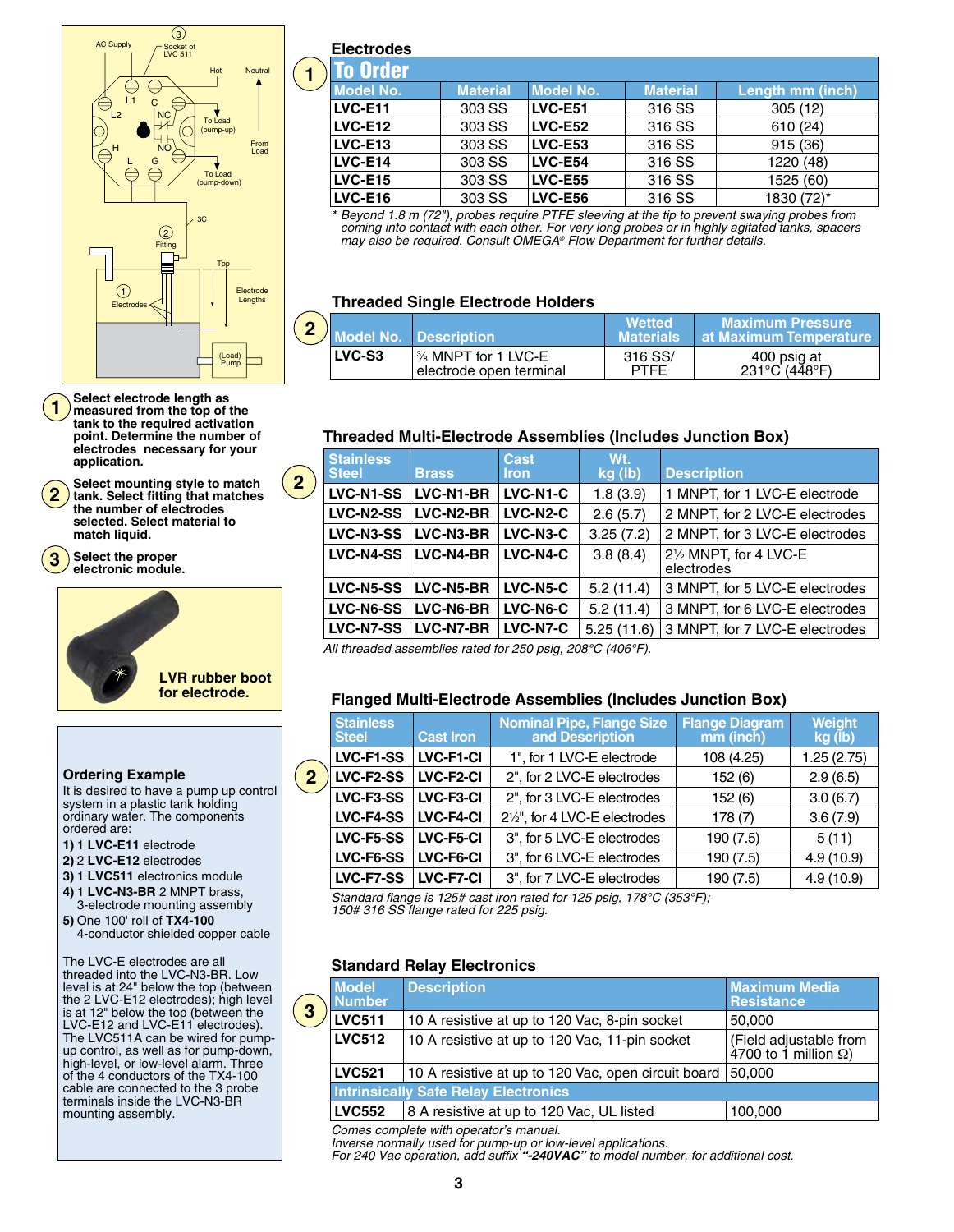## Electrodes

### 1 To Order

| Model No. | Material | Model No. | Material | Length mm (inch) |
|---|---|---|---|---|
| LVC-E11 | 303 SS | LVC-E51 | 316 SS | 305 (12) |
| LVC-E12 | 303 SS | LVC-E52 | 316 SS | 610 (24) |
| LVC-E13 | 303 SS | LVC-E53 | 316 SS | 915 (36) |
| LVC-E14 | 303 SS | LVC-E54 | 316 SS | 1220 (48) |
| LVC-E15 | 303 SS | LVC-E55 | 316 SS | 1525 (60) |
| LVC-E16 | 303 SS | LVC-E56 | 316 SS | 1830 (72)* |

*\* Beyond 1.8 m (72"), probes require PTFE sleeving at the tip to prevent swaying probes from coming into contact with each other. For very long probes or in highly agitated tanks, spacers may also be required. Consult OMEGA® Flow Department for further details.*

### Threaded Single Electrode Holders

**2**

| Model No. | Description | Wetted Materials | Maximum Pressure at Maximum Temperature |
|---|---|---|---|
| LVC-S3 | ⅜ MNPT for 1 LVC-E electrode open terminal | 316 SS/ PTFE | 400 psig at 231°C (448°F) |

### Threaded Multi-Electrode Assemblies (Includes Junction Box)

**2**

| Stainless Steel | Brass | Cast Iron | Wt. kg (lb) | Description |
|---|---|---|---|---|
| LVC-N1-SS | LVC-N1-BR | LVC-N1-C | 1.8 (3.9) | 1 MNPT, for 1 LVC-E electrode |
| LVC-N2-SS | LVC-N2-BR | LVC-N2-C | 2.6 (5.7) | 2 MNPT, for 2 LVC-E electrodes |
| LVC-N3-SS | LVC-N3-BR | LVC-N3-C | 3.25 (7.2) | 2 MNPT, for 3 LVC-E electrodes |
| LVC-N4-SS | LVC-N4-BR | LVC-N4-C | 3.8 (8.4) | 2½ MNPT, for 4 LVC-E electrodes |
| LVC-N5-SS | LVC-N5-BR | LVC-N5-C | 5.2 (11.4) | 3 MNPT, for 5 LVC-E electrodes |
| LVC-N6-SS | LVC-N6-BR | LVC-N6-C | 5.2 (11.4) | 3 MNPT, for 6 LVC-E electrodes |
| LVC-N7-SS | LVC-N7-BR | LVC-N7-C | 5.25 (11.6) | 3 MNPT, for 7 LVC-E electrodes |

*All threaded assemblies rated for 250 psig, 208°C (406°F).*

### Flanged Multi-Electrode Assemblies (Includes Junction Box)

**2**

| Stainless Steel | Cast Iron | Nominal Pipe, Flange Size and Description | Flange Diagram mm (inch) | Weight kg (lb) |
|---|---|---|---|---|
| LVC-F1-SS | LVC-F1-CI | 1", for 1 LVC-E electrode | 108 (4.25) | 1.25 (2.75) |
| LVC-F2-SS | LVC-F2-CI | 2", for 2 LVC-E electrodes | 152 (6) | 2.9 (6.5) |
| LVC-F3-SS | LVC-F3-CI | 2", for 3 LVC-E electrodes | 152 (6) | 3.0 (6.7) |
| LVC-F4-SS | LVC-F4-CI | 2½", for 4 LVC-E electrodes | 178 (7) | 3.6 (7.9) |
| LVC-F5-SS | LVC-F5-CI | 3", for 5 LVC-E electrodes | 190 (7.5) | 5 (11) |
| LVC-F6-SS | LVC-F6-CI | 3", for 6 LVC-E electrodes | 190 (7.5) | 4.9 (10.9) |
| LVC-F7-SS | LVC-F7-CI | 3", for 7 LVC-E electrodes | 190 (7.5) | 4.9 (10.9) |

*Standard flange is 125# cast iron rated for 125 psig, 178°C (353°F); 150# 316 SS flange rated for 225 psig.*

### Standard Relay Electronics

**3**

| Model Number | Description | Maximum Media Resistance |
|---|---|---|
| LVC511 | 10 A resistive at up to 120 Vac, 8-pin socket | 50,000 |
| LVC512 | 10 A resistive at up to 120 Vac, 11-pin socket | (Field adjustable from 4700 to 1 million Ω) |
| LVC521 | 10 A resistive at up to 120 Vac, open circuit board | 50,000 |
| **Intrinsically Safe Relay Electronics** | | |
| LVC552 | 8 A resistive at up to 120 Vac, UL listed | 100,000 |

*Comes complete with operator's manual.*
*Inverse normally used for pump-up or low-level applications.*
*For 240 Vac operation, add suffix **"-240VAC"** to model number, for additional cost.*

---

AC Supply
③ Socket of LVC 511
Hot
Neutral
L1
L2
C
NC
To Load (pump-up)
From Load
H
NO
L
G
To Load (pump-down)
3C
② Fitting
Top
① Electrodes
Electrode Lengths
(Load) Pump

**1** **Select electrode length as measured from the top of the tank to the required activation point. Determine the number of electrodes necessary for your application.**

**2** **Select mounting style to match tank. Select fitting that matches the number of electrodes selected. Select material to match liquid.**

**3** **Select the proper electronic module.**

**LVR rubber boot for electrode.**

### Ordering Example

It is desired to have a pump up control system in a plastic tank holding ordinary water. The components ordered are:

**1)** 1 **LVC-E11** electrode
**2)** 2 **LVC-E12** electrodes
**3)** 1 **LVC511** electronics module
**4)** 1 **LVC-N3-BR** 2 MNPT brass, 3-electrode mounting assembly
**5)** One 100' roll of **TX4-100** 4-conductor shielded copper cable

The LVC-E electrodes are all threaded into the LVC-N3-BR. Low level is at 24" below the top (between the 2 LVC-E12 electrodes); high level is at 12" below the top (between the LVC-E12 and LVC-E11 electrodes). The LVC511A can be wired for pump-up control, as well as for pump-down, high-level, or low-level alarm. Three of the 4 conductors of the TX4-100 cable are connected to the 3 probe terminals inside the LVC-N3-BR mounting assembly.